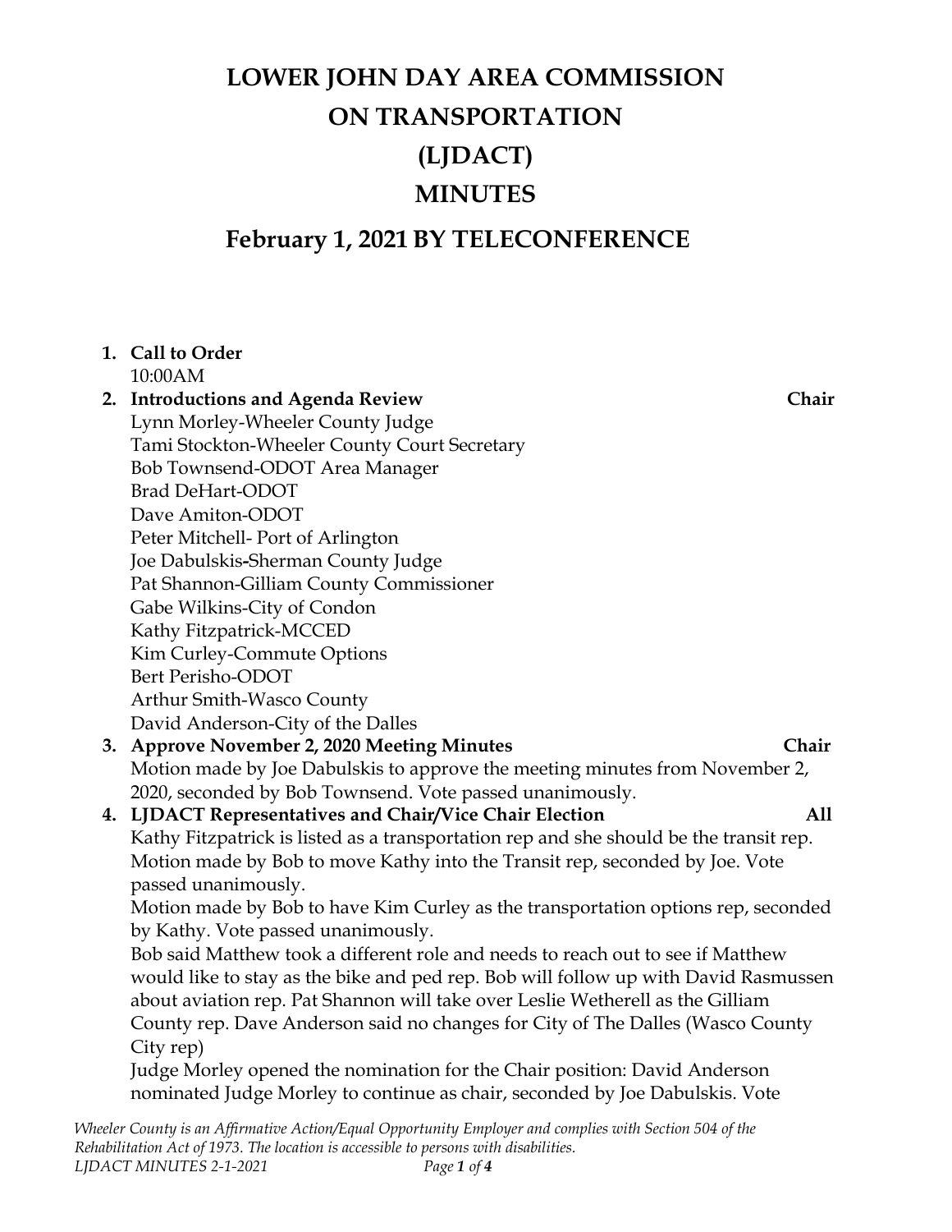# LOWER JOHN DAY AREA COMMISSION ON TRANSPORTATION (LJDACT) MINUTES

## February 1, 2021 BY TELECONFERENCE

1. **Call to Order**
   10:00AM
2. **Introductions and Agenda Review** **Chair**
   Lynn Morley-Wheeler County Judge
   Tami Stockton-Wheeler County Court Secretary
   Bob Townsend-ODOT Area Manager
   Brad DeHart-ODOT
   Dave Amiton-ODOT
   Peter Mitchell- Port of Arlington
   Joe Dabulskis-Sherman County Judge
   Pat Shannon-Gilliam County Commissioner
   Gabe Wilkins-City of Condon
   Kathy Fitzpatrick-MCCED
   Kim Curley-Commute Options
   Bert Perisho-ODOT
   Arthur Smith-Wasco County
   David Anderson-City of the Dalles
3. **Approve November 2, 2020 Meeting Minutes** **Chair**
   Motion made by Joe Dabulskis to approve the meeting minutes from November 2, 2020, seconded by Bob Townsend. Vote passed unanimously.
4. **LJDACT Representatives and Chair/Vice Chair Election** **All**
   Kathy Fitzpatrick is listed as a transportation rep and she should be the transit rep. Motion made by Bob to move Kathy into the Transit rep, seconded by Joe. Vote passed unanimously.
   Motion made by Bob to have Kim Curley as the transportation options rep, seconded by Kathy. Vote passed unanimously.
   Bob said Matthew took a different role and needs to reach out to see if Matthew would like to stay as the bike and ped rep. Bob will follow up with David Rasmussen about aviation rep. Pat Shannon will take over Leslie Wetherell as the Gilliam County rep. Dave Anderson said no changes for City of The Dalles (Wasco County City rep)
   Judge Morley opened the nomination for the Chair position: David Anderson nominated Judge Morley to continue as chair, seconded by Joe Dabulskis. Vote

*Wheeler County is an Affirmative Action/Equal Opportunity Employer and complies with Section 504 of the Rehabilitation Act of 1973. The location is accessible to persons with disabilities.*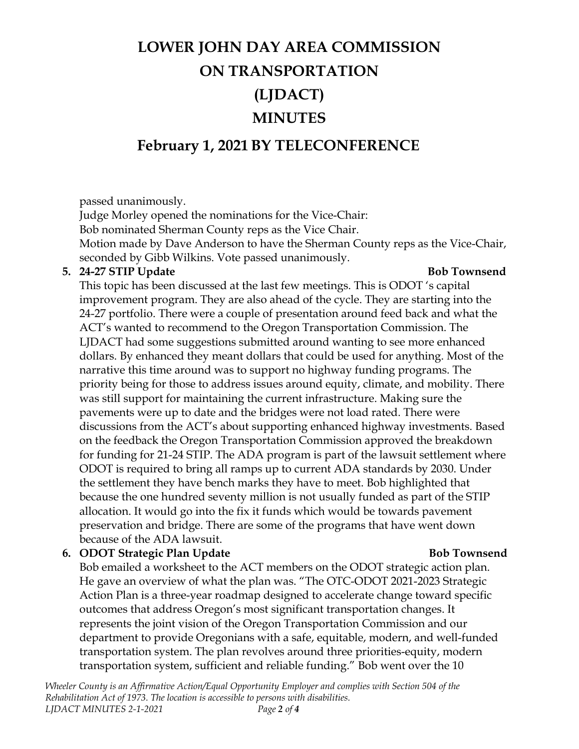passed unanimously.

Judge Morley opened the nominations for the Vice-Chair:

Bob nominated Sherman County reps as the Vice Chair.

Motion made by Dave Anderson to have the Sherman County reps as the Vice-Chair, seconded by Gibb Wilkins. Vote passed unanimously.

5. **24-27 STIP Update** **Bob Townsend**

   This topic has been discussed at the last few meetings. This is ODOT 's capital improvement program. They are also ahead of the cycle. They are starting into the 24-27 portfolio. There were a couple of presentation around feed back and what the ACT's wanted to recommend to the Oregon Transportation Commission. The LJDACT had some suggestions submitted around wanting to see more enhanced dollars. By enhanced they meant dollars that could be used for anything. Most of the narrative this time around was to support no highway funding programs. The priority being for those to address issues around equity, climate, and mobility. There was still support for maintaining the current infrastructure. Making sure the pavements were up to date and the bridges were not load rated. There were discussions from the ACT's about supporting enhanced highway investments. Based on the feedback the Oregon Transportation Commission approved the breakdown for funding for 21-24 STIP. The ADA program is part of the lawsuit settlement where ODOT is required to bring all ramps up to current ADA standards by 2030. Under the settlement they have bench marks they have to meet. Bob highlighted that because the one hundred seventy million is not usually funded as part of the STIP allocation. It would go into the fix it funds which would be towards pavement preservation and bridge. There are some of the programs that have went down because of the ADA lawsuit.

6. **ODOT Strategic Plan Update** **Bob Townsend**

   Bob emailed a worksheet to the ACT members on the ODOT strategic action plan. He gave an overview of what the plan was. "The OTC-ODOT 2021-2023 Strategic Action Plan is a three-year roadmap designed to accelerate change toward specific outcomes that address Oregon's most significant transportation changes. It represents the joint vision of the Oregon Transportation Commission and our department to provide Oregonians with a safe, equitable, modern, and well-funded transportation system. The plan revolves around three priorities-equity, modern transportation system, sufficient and reliable funding." Bob went over the 10

*Wheeler County is an Affirmative Action/Equal Opportunity Employer and complies with Section 504 of the Rehabilitation Act of 1973. The location is accessible to persons with disabilities.*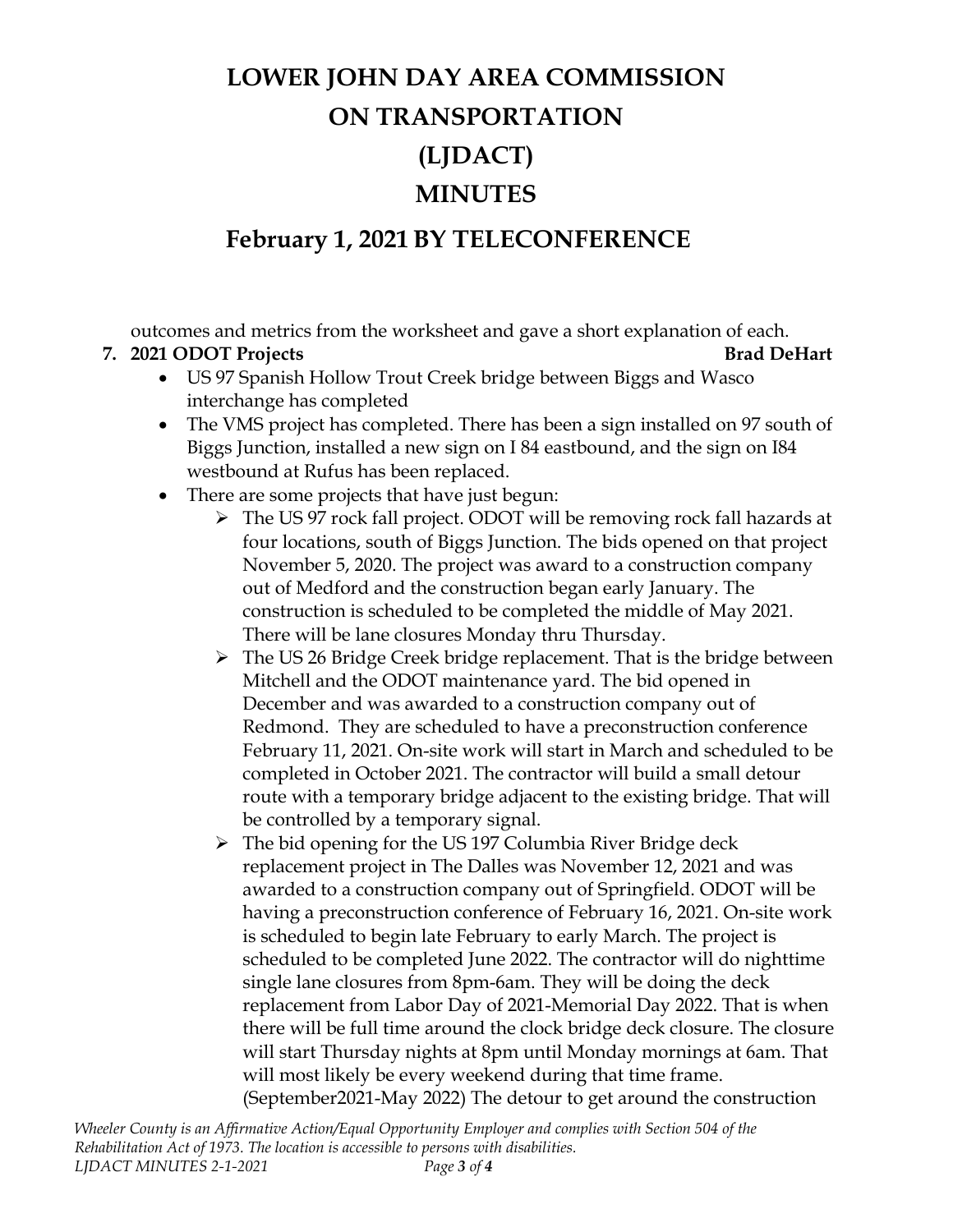outcomes and metrics from the worksheet and gave a short explanation of each.

**7. 2021 ODOT Projects** **Brad DeHart**

- US 97 Spanish Hollow Trout Creek bridge between Biggs and Wasco interchange has completed
- The VMS project has completed. There has been a sign installed on 97 south of Biggs Junction, installed a new sign on I 84 eastbound, and the sign on I84 westbound at Rufus has been replaced.
- There are some projects that have just begun:
  - The US 97 rock fall project. ODOT will be removing rock fall hazards at four locations, south of Biggs Junction. The bids opened on that project November 5, 2020. The project was award to a construction company out of Medford and the construction began early January. The construction is scheduled to be completed the middle of May 2021. There will be lane closures Monday thru Thursday.
  - The US 26 Bridge Creek bridge replacement. That is the bridge between Mitchell and the ODOT maintenance yard. The bid opened in December and was awarded to a construction company out of Redmond. They are scheduled to have a preconstruction conference February 11, 2021. On-site work will start in March and scheduled to be completed in October 2021. The contractor will build a small detour route with a temporary bridge adjacent to the existing bridge. That will be controlled by a temporary signal.
  - The bid opening for the US 197 Columbia River Bridge deck replacement project in The Dalles was November 12, 2021 and was awarded to a construction company out of Springfield. ODOT will be having a preconstruction conference of February 16, 2021. On-site work is scheduled to begin late February to early March. The project is scheduled to be completed June 2022. The contractor will do nighttime single lane closures from 8pm-6am. They will be doing the deck replacement from Labor Day of 2021-Memorial Day 2022. That is when there will be full time around the clock bridge deck closure. The closure will start Thursday nights at 8pm until Monday mornings at 6am. That will most likely be every weekend during that time frame. (September2021-May 2022) The detour to get around the construction

*Wheeler County is an Affirmative Action/Equal Opportunity Employer and complies with Section 504 of the Rehabilitation Act of 1973. The location is accessible to persons with disabilities.*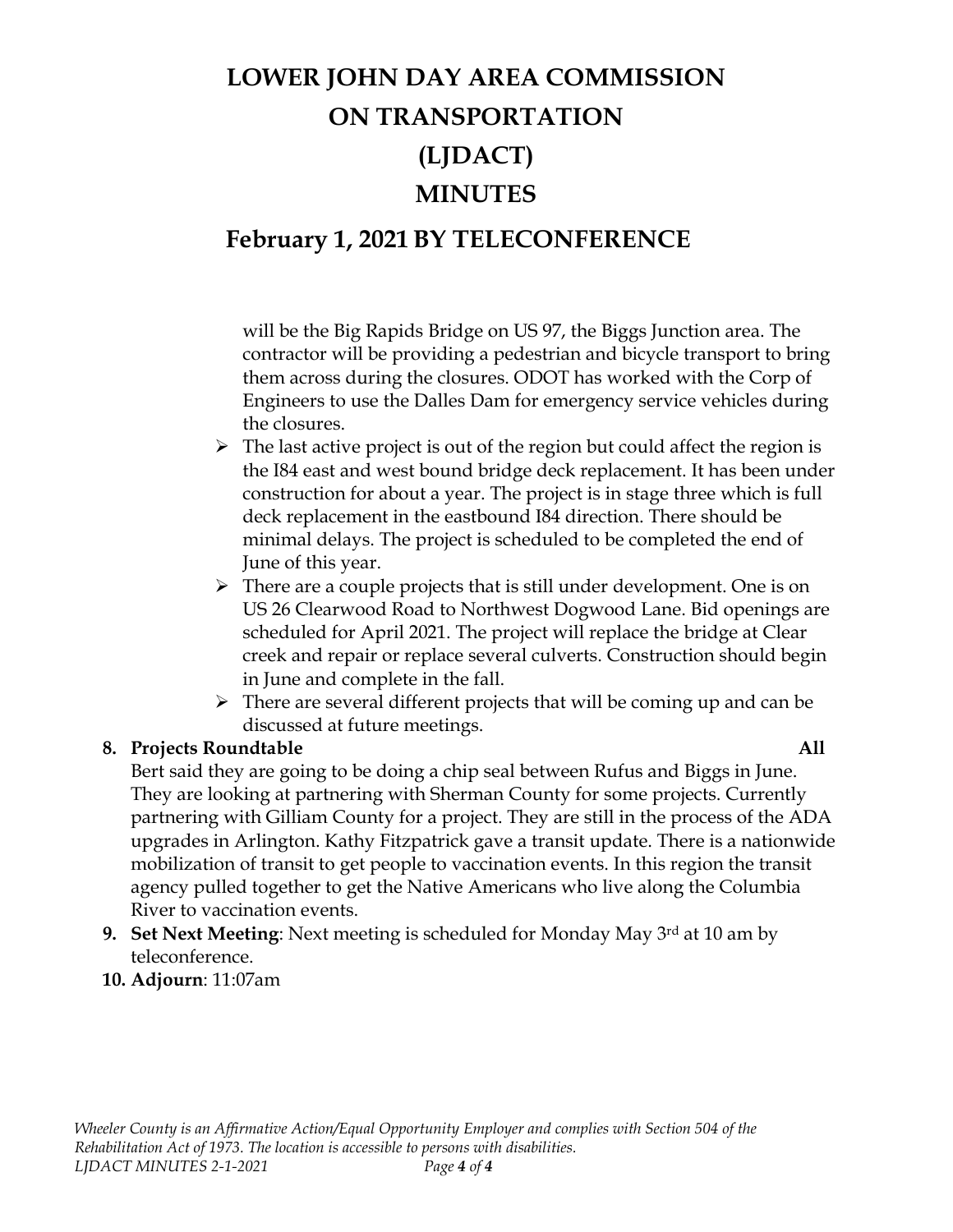# LOWER JOHN DAY AREA COMMISSION ON TRANSPORTATION (LJDACT) MINUTES

## February 1, 2021 BY TELECONFERENCE

will be the Big Rapids Bridge on US 97, the Biggs Junction area. The contractor will be providing a pedestrian and bicycle transport to bring them across during the closures. ODOT has worked with the Corp of Engineers to use the Dalles Dam for emergency service vehicles during the closures.

- The last active project is out of the region but could affect the region is the I84 east and west bound bridge deck replacement. It has been under construction for about a year. The project is in stage three which is full deck replacement in the eastbound I84 direction. There should be minimal delays. The project is scheduled to be completed the end of June of this year.
- There are a couple projects that is still under development. One is on US 26 Clearwood Road to Northwest Dogwood Lane. Bid openings are scheduled for April 2021. The project will replace the bridge at Clear creek and repair or replace several culverts. Construction should begin in June and complete in the fall.
- There are several different projects that will be coming up and can be discussed at future meetings.

8. **Projects Roundtable** **All**

   Bert said they are going to be doing a chip seal between Rufus and Biggs in June. They are looking at partnering with Sherman County for some projects. Currently partnering with Gilliam County for a project. They are still in the process of the ADA upgrades in Arlington. Kathy Fitzpatrick gave a transit update. There is a nationwide mobilization of transit to get people to vaccination events. In this region the transit agency pulled together to get the Native Americans who live along the Columbia River to vaccination events.

9. **Set Next Meeting**: Next meeting is scheduled for Monday May 3rd at 10 am by teleconference.
10. **Adjourn**: 11:07am

*Wheeler County is an Affirmative Action/Equal Opportunity Employer and complies with Section 504 of the Rehabilitation Act of 1973. The location is accessible to persons with disabilities.*